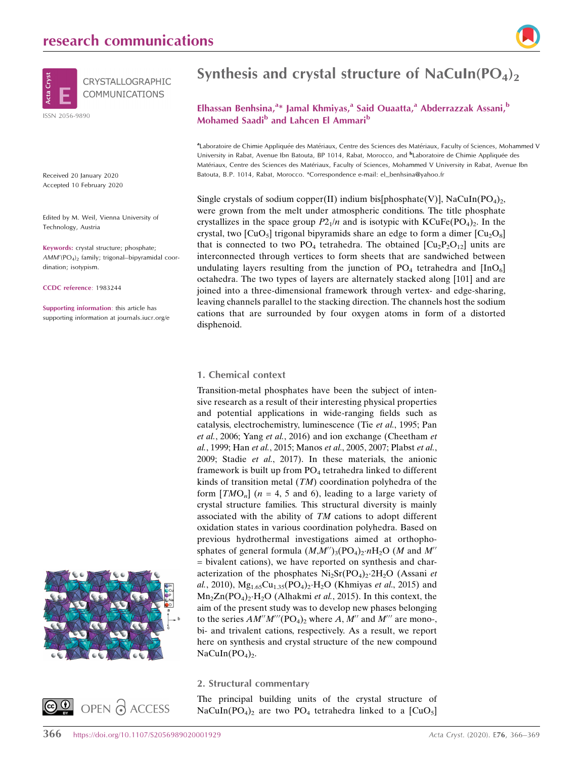# Synthesis and crystal structure of $NaCuIn(PO_4)_2$

**Elhassan Benhsina,[a]\* Jamal Khmiyas,[a] Said Ouaatta,[a] Abderrazzak Assani,[b] Mohamed Saadi[b] and Lahcen El Ammari[b]**

[a]Laboratoire de Chimie Appliquée des Matériaux, Centre des Sciences des Matériaux, Faculty of Sciences, Mohammed V University in Rabat, Avenue Ibn Batouta, BP 1014, Rabat, Morocco, and [b]Laboratoire de Chimie Appliquée des Matériaux, Centre des Sciences des Matériaux, Faculty of Sciences, Mohammed V University in Rabat, Avenue Ibn Batouta, B.P. 1014, Rabat, Morocco. \*Correspondence e-mail: el_benhsina@yahoo.fr

CRYSTALLOGRAPHIC COMMUNICATIONS

ISSN 2056-9890

Received 20 January 2020
Accepted 10 February 2020

Edited by M. Weil, Vienna University of Technology, Austria

**Keywords:** crystal structure; phosphate; $AMM'(PO_4)_2$ family; trigonal–bipyramidal coordination; isotypism.

**CCDC reference**: 1983244

**Supporting information**: this article has supporting information at journals.iucr.org/e

Single crystals of sodium copper(II) indium bis[phosphate(V)], $NaCuIn(PO_4)_2$, were grown from the melt under atmospheric conditions. The title phosphate crystallizes in the space group $P2_1/n$ and is isotypic with $KCuFe(PO_4)_2$. In the crystal, two $[CuO_5]$ trigonal bipyramids share an edge to form a dimer $[Cu_2O_8]$ that is connected to two $PO_4$ tetrahedra. The obtained $[Cu_2P_2O_{12}]$ units are interconnected through vertices to form sheets that are sandwiched between undulating layers resulting from the junction of $PO_4$ tetrahedra and $[InO_6]$ octahedra. The two types of layers are alternately stacked along [101] and are joined into a three-dimensional framework through vertex- and edge-sharing, leaving channels parallel to the stacking direction. The channels host the sodium cations that are surrounded by four oxygen atoms in form of a distorted disphenoid.

## 1. Chemical context

Transition-metal phosphates have been the subject of intensive research as a result of their interesting physical properties and potential applications in wide-ranging fields such as catalysis, electrochemistry, luminescence (Tie *et al.*, 1995; Pan *et al.*, 2006; Yang *et al.*, 2016) and ion exchange (Cheetham *et al.*, 1999; Han *et al.*, 2015; Manos *et al.*, 2005, 2007; Plabst *et al.*, 2009; Stadie *et al.*, 2017). In these materials, the anionic framework is built up from $PO_4$ tetrahedra linked to different kinds of transition metal (*TM*) coordination polyhedra of the form $[TMO_n]$ ($n$ = 4, 5 and 6), leading to a large variety of crystal structure families. This structural diversity is mainly associated with the ability of *TM* cations to adopt different oxidation states in various coordination polyhedra. Based on previous hydrothermal investigations aimed at orthophosphates of general formula $(M,M'')_3(PO_4)_2{\cdot}nH_2O$ ($M$ and $M''$ = bivalent cations), we have reported on synthesis and characterization of the phosphates $Ni_2Sr(PO_4)_2{\cdot}2H_2O$ (Assani *et al.*, 2010), $Mg_{1.65}Cu_{1.35}(PO_4)_2{\cdot}H_2O$ (Khmiyas *et al.*, 2015) and $Mn_2Zn(PO_4)_2{\cdot}H_2O$ (Alhakmi *et al.*, 2015). In this context, the aim of the present study was to develop new phases belonging to the series $AM''M'''(PO_4)_2$ where $A$, $M''$ and $M'''$ are mono-, bi- and trivalent cations, respectively. As a result, we report here on synthesis and crystal structure of the new compound $NaCuIn(PO_4)_2$.

## 2. Structural commentary

The principal building units of the crystal structure of $NaCuIn(PO_4)_2$ are two $PO_4$ tetrahedra linked to a $[CuO_5]$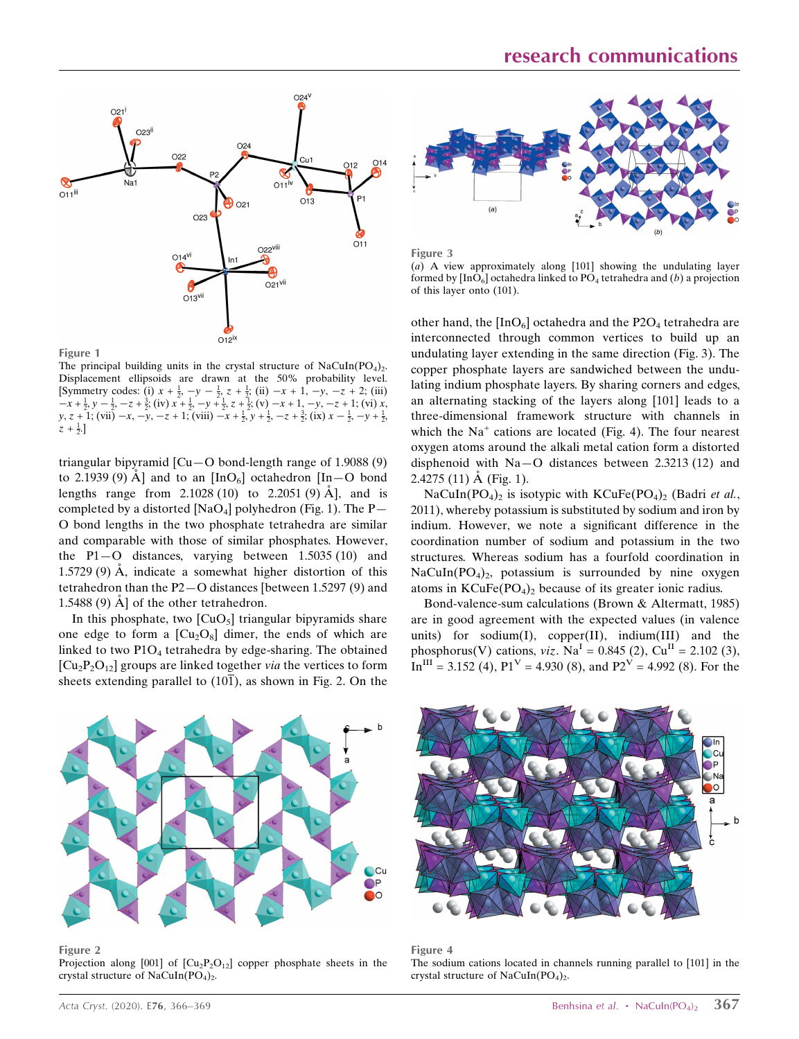Figure 1

The principal building units in the crystal structure of $NaCuIn(PO_4)_2$. Displacement ellipsoids are drawn at the 50% probability level. [Symmetry codes: (i) $x + \frac{1}{2}, -y - \frac{1}{2}, z + \frac{1}{2}$; (ii) $-x + 1, -y, -z + 2$; (iii) $-x + \frac{1}{2}, y - \frac{1}{2}, -z + \frac{3}{2}$; (iv) $x + \frac{1}{2}, -y + \frac{1}{2}, z + \frac{1}{2}$; (v) $-x + 1, -y, -z + 1$; (vi) $x, y, z + 1$; (vii) $-x, -y, -z + 1$; (viii) $-x + \frac{1}{2}, y + \frac{1}{2}, -z + \frac{3}{2}$; (ix) $x - \frac{1}{2}, -y + \frac{1}{2}, z + \frac{1}{2}$.]

triangular bipyramid [Cu—O bond-length range of 1.9088 (9) to 2.1939 (9) Å] and to an $[InO_6]$ octahedron [In—O bond lengths range from 2.1028 (10) to 2.2051 (9) Å], and is completed by a distorted $[NaO_4]$ polyhedron (Fig. 1). The P—O bond lengths in the two phosphate tetrahedra are similar and comparable with those of similar phosphates. However, the P1—O distances, varying between 1.5035 (10) and 1.5729 (9) Å, indicate a somewhat higher distortion of this tetrahedron than the P2—O distances [between 1.5297 (9) and 1.5488 (9) Å] of the other tetrahedron.

In this phosphate, two $[CuO_5]$ triangular bipyramids share one edge to form a $[Cu_2O_8]$ dimer, the ends of which are linked to two $P1O_4$ tetrahedra by edge-sharing. The obtained $[Cu_2P_2O_{12}]$ groups are linked together *via* the vertices to form sheets extending parallel to $(10\overline{1})$, as shown in Fig. 2. On the other hand, the $[InO_6]$ octahedra and the $P2O_4$ tetrahedra are interconnected through common vertices to build up an undulating layer extending in the same direction (Fig. 3). The copper phosphate layers are sandwiched between the undulating indium phosphate layers. By sharing corners and edges, an alternating stacking of the layers along [101] leads to a three-dimensional framework structure with channels in which the $Na^+$ cations are located (Fig. 4). The four nearest oxygen atoms around the alkali metal cation form a distorted disphenoid with Na—O distances between 2.3213 (12) and 2.4275 (11) Å (Fig. 1).

Figure 3

(*a*) A view approximately along [101] showing the undulating layer formed by $[InO_6]$ octahedra linked to $PO_4$ tetrahedra and (*b*) a projection of this layer onto (101).

$NaCuIn(PO_4)_2$ is isotypic with $KCuFe(PO_4)_2$ (Badri *et al.*, 2011), whereby potassium is substituted by sodium and iron by indium. However, we note a significant difference in the coordination number of sodium and potassium in the two structures. Whereas sodium has a fourfold coordination in $NaCuIn(PO_4)_2$, potassium is surrounded by nine oxygen atoms in $KCuFe(PO_4)_2$ because of its greater ionic radius.

Bond-valence-sum calculations (Brown & Altermatt, 1985) are in good agreement with the expected values (in valence units) for sodium(I), copper(II), indium(III) and the phosphorus(V) cations, *viz*. $Na^{I}$ = 0.845 (2), $Cu^{II}$ = 2.102 (3), $In^{III}$ = 3.152 (4), $P1^{V}$ = 4.930 (8), and $P2^{V}$ = 4.992 (8). For the

Figure 2

Projection along [001] of $[Cu_2P_2O_{12}]$ copper phosphate sheets in the crystal structure of $NaCuIn(PO_4)_2$.

Figure 4

The sodium cations located in channels running parallel to [101] in the crystal structure of $NaCuIn(PO_4)_2$.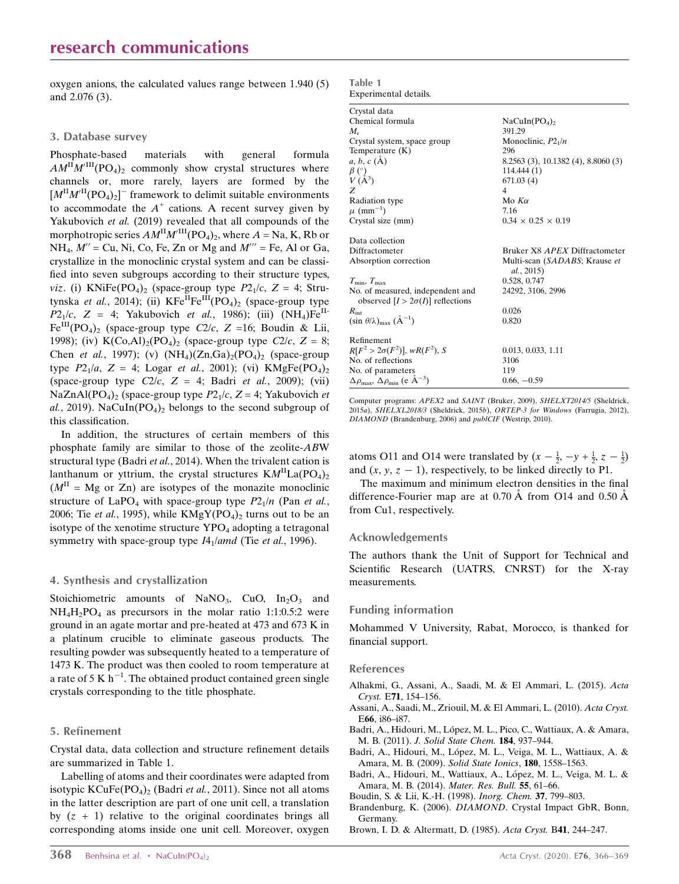oxygen anions, the calculated values range between 1.940 (5) and 2.076 (3).

## 3. Database survey

Phosphate-based materials with general formula $AM^{II}M'^{III}(PO_4)_2$ commonly show crystal structures where channels or, more rarely, layers are formed by the $[M^{II}M'^{II}(PO_4)_2]^-$ framework to delimit suitable environments to accommodate the $A^+$ cations. A recent survey given by Yakubovich *et al.* (2019) revealed that all compounds of the morphotropic series $AM^{II}M'^{III}(PO_4)_2$, where $A$ = Na, K, Rb or NH$_4$, $M''$ = Cu, Ni, Co, Fe, Zn or Mg and $M'''$ = Fe, Al or Ga, crystallize in the monoclinic crystal system and can be classified into seven subgroups according to their structure types, *viz*. (i) $KNiFe(PO_4)_2$ (space-group type $P2_1/c$, $Z$ = 4; Strutynska *et al.*, 2014); (ii) $KFe^{II}Fe^{III}(PO_4)_2$ (space-group type $P2_1/c$, $Z$ = 4; Yakubovich *et al.*, 1986); (iii) $(NH_4)Fe^{II}Fe^{III}(PO_4)_2$ (space-group type $C2/c$, $Z$ =16; Boudin & Lii, 1998); (iv) $K(Co,Al)_2(PO_4)_2$ (space-group type $C2/c$, $Z$ = 8; Chen *et al.*, 1997); (v) $(NH_4)(Zn,Ga)_2(PO_4)_2$ (space-group type $P2_1/a$, $Z$ = 4; Logar *et al.*, 2001); (vi) $KMgFe(PO_4)_2$ (space-group type $C2/c$, $Z$ = 4; Badri *et al.*, 2009); (vii) $NaZnAl(PO_4)_2$ (space-group type $P2_1/c$, $Z$ = 4; Yakubovich *et al.*, 2019). $NaCuIn(PO_4)_2$ belongs to the second subgroup of this classification.

In addition, the structures of certain members of this phosphate family are similar to those of the zeolite-*ABW* structural type (Badri *et al.*, 2014). When the trivalent cation is lanthanum or yttrium, the crystal structures $KM^{II}La(PO_4)_2$ ($M^{II}$ = Mg or Zn) are isotypes of the monazite monoclinic structure of $LaPO_4$ with space-group type $P2_1/n$ (Pan *et al.*, 2006; Tie *et al.*, 1995), while $KMgY(PO_4)_2$ turns out to be an isotype of the xenotime structure $YPO_4$ adopting a tetragonal symmetry with space-group type $I4_1/amd$ (Tie *et al.*, 1996).

## 4. Synthesis and crystallization

Stoichiometric amounts of $NaNO_3$, CuO, $In_2O_3$ and $NH_4H_2PO_4$ as precursors in the molar ratio 1:1:0.5:2 were ground in an agate mortar and pre-heated at 473 and 673 K in a platinum crucible to eliminate gaseous products. The resulting powder was subsequently heated to a temperature of 1473 K. The product was then cooled to room temperature at a rate of 5 K h$^{-1}$. The obtained product contained green single crystals corresponding to the title phosphate.

## 5. Refinement

Crystal data, data collection and structure refinement details are summarized in Table 1.

Labelling of atoms and their coordinates were adapted from isotypic $KCuFe(PO_4)_2$ (Badri *et al.*, 2011). Since not all atoms in the latter description are part of one unit cell, a translation by ($z$ + 1) relative to the original coordinates brings all corresponding atoms inside one unit cell. Moreover, oxygen atoms O11 and O14 were translated by ($x - \frac{1}{2}$, $-y + \frac{1}{2}$, $z - \frac{1}{2}$) and ($x$, $y$, $z$ − 1), respectively, to be linked directly to P1.

The maximum and minimum electron densities in the final difference-Fourier map are at 0.70 Å from O14 and 0.50 Å from Cu1, respectively.

**Table 1**
Experimental details.

| | |
|---|---|
| **Crystal data** | |
| Chemical formula | $NaCuIn(PO_4)_2$ |
| $M_r$ | 391.29 |
| Crystal system, space group | Monoclinic, $P2_1/n$ |
| Temperature (K) | 296 |
| $a$, $b$, $c$ (Å) | 8.2563 (3), 10.1382 (4), 8.8060 (3) |
| $\beta$ (°) | 114.444 (1) |
| $V$ (Å$^3$) | 671.03 (4) |
| $Z$ | 4 |
| Radiation type | Mo $K\alpha$ |
| $\mu$ (mm$^{-1}$) | 7.16 |
| Crystal size (mm) | 0.34 × 0.25 × 0.19 |
| **Data collection** | |
| Diffractometer | Bruker X8 *APEX* Diffractometer |
| Absorption correction | Multi-scan (*SADABS*; Krause *et al.*, 2015) |
| $T_{min}$, $T_{max}$ | 0.528, 0.747 |
| No. of measured, independent and observed [$I > 2\sigma(I)$] reflections | 24292, 3106, 2996 |
| $R_{int}$ | 0.026 |
| $(\sin \theta/\lambda)_{max}$ (Å$^{-1}$) | 0.820 |
| **Refinement** | |
| $R[F^2 > 2\sigma(F^2)]$, $wR(F^2)$, $S$ | 0.013, 0.033, 1.11 |
| No. of reflections | 3106 |
| No. of parameters | 119 |
| $\Delta\rho_{max}$, $\Delta\rho_{min}$ (e Å$^{-3}$) | 0.66, −0.59 |

Computer programs: *APEX2* and *SAINT* (Bruker, 2009), *SHELXT2014/5* (Sheldrick, 2015*a*), *SHELXL2018/3* (Sheldrick, 2015*b*), *ORTEP-3 for Windows* (Farrugia, 2012), *DIAMOND* (Brandenburg, 2006) and *publCIF* (Westrip, 2010).

## Acknowledgements

The authors thank the Unit of Support for Technical and Scientific Research (UATRS, CNRST) for the X-ray measurements.

## Funding information

Mohammed V University, Rabat, Morocco, is thanked for financial support.

## References

Alhakmi, G., Assani, A., Saadi, M. & El Ammari, L. (2015). *Acta Cryst.* E**71**, 154–156.

Assani, A., Saadi, M., Zriouil, M. & El Ammari, L. (2010). *Acta Cryst.* E**66**, i86–i87.

Badri, A., Hidouri, M., López, M. L., Pico, C., Wattiaux, A. & Amara, M. B. (2011). *J. Solid State Chem.* **184**, 937–944.

Badri, A., Hidouri, M., López, M. L., Veiga, M. L., Wattiaux, A. & Amara, M. B. (2009). *Solid State Ionics*, **180**, 1558–1563.

Badri, A., Hidouri, M., Wattiaux, A., López, M. L., Veiga, M. L. & Amara, M. B. (2014). *Mater. Res. Bull.* **55**, 61–66.

Boudin, S. & Lii, K.-H. (1998). *Inorg. Chem.* **37**, 799–803.

Brandenburg, K. (2006). *DIAMOND*. Crystal Impact GbR, Bonn, Germany.

Brown, I. D. & Altermatt, D. (1985). *Acta Cryst.* B**41**, 244–247.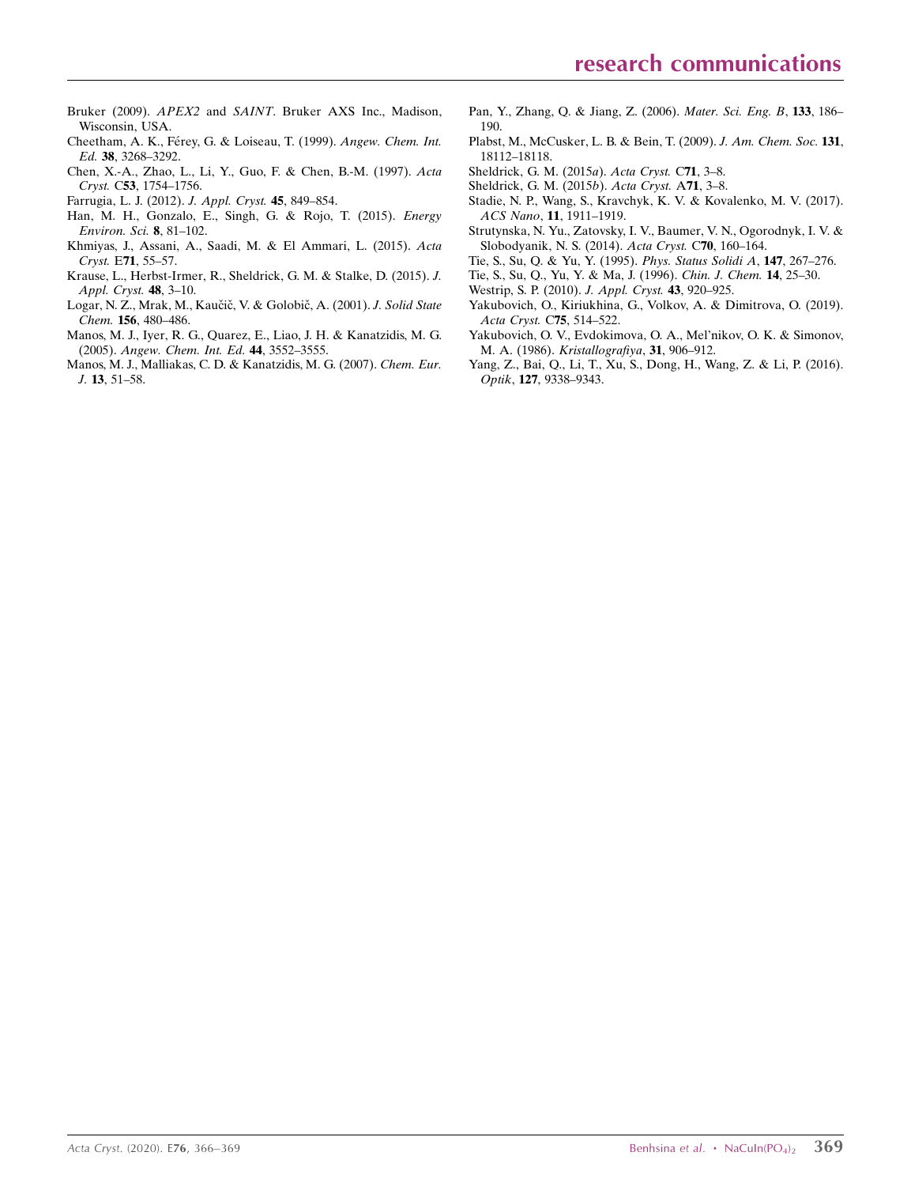Bruker (2009). *APEX2* and *SAINT*. Bruker AXS Inc., Madison, Wisconsin, USA.

Cheetham, A. K., Férey, G. & Loiseau, T. (1999). *Angew. Chem. Int. Ed.* **38**, 3268–3292.

Chen, X.-A., Zhao, L., Li, Y., Guo, F. & Chen, B.-M. (1997). *Acta Cryst.* C**53**, 1754–1756.

Farrugia, L. J. (2012). *J. Appl. Cryst.* **45**, 849–854.

Han, M. H., Gonzalo, E., Singh, G. & Rojo, T. (2015). *Energy Environ. Sci.* **8**, 81–102.

Khmiyas, J., Assani, A., Saadi, M. & El Ammari, L. (2015). *Acta Cryst.* E**71**, 55–57.

Krause, L., Herbst-Irmer, R., Sheldrick, G. M. & Stalke, D. (2015). *J. Appl. Cryst.* **48**, 3–10.

Logar, N. Z., Mrak, M., Kaučič, V. & Golobič, A. (2001). *J. Solid State Chem.* **156**, 480–486.

Manos, M. J., Iyer, R. G., Quarez, E., Liao, J. H. & Kanatzidis, M. G. (2005). *Angew. Chem. Int. Ed.* **44**, 3552–3555.

Manos, M. J., Malliakas, C. D. & Kanatzidis, M. G. (2007). *Chem. Eur. J.* **13**, 51–58.

Pan, Y., Zhang, Q. & Jiang, Z. (2006). *Mater. Sci. Eng. B*, **133**, 186–190.

Plabst, M., McCusker, L. B. & Bein, T. (2009). *J. Am. Chem. Soc.* **131**, 18112–18118.

Sheldrick, G. M. (2015*a*). *Acta Cryst.* C**71**, 3–8.

Sheldrick, G. M. (2015*b*). *Acta Cryst.* A**71**, 3–8.

Stadie, N. P., Wang, S., Kravchyk, K. V. & Kovalenko, M. V. (2017). *ACS Nano*, **11**, 1911–1919.

Strutynska, N. Yu., Zatovsky, I. V., Baumer, V. N., Ogorodnyk, I. V. & Slobodyanik, N. S. (2014). *Acta Cryst.* C**70**, 160–164.

Tie, S., Su, Q. & Yu, Y. (1995). *Phys. Status Solidi A*, **147**, 267–276.

Tie, S., Su, Q., Yu, Y. & Ma, J. (1996). *Chin. J. Chem.* **14**, 25–30.

Westrip, S. P. (2010). *J. Appl. Cryst.* **43**, 920–925.

Yakubovich, O., Kiriukhina, G., Volkov, A. & Dimitrova, O. (2019). *Acta Cryst.* C**75**, 514–522.

Yakubovich, O. V., Evdokimova, O. A., Mel'nikov, O. K. & Simonov, M. A. (1986). *Kristallografiya*, **31**, 906–912.

Yang, Z., Bai, Q., Li, T., Xu, S., Dong, H., Wang, Z. & Li, P. (2016). *Optik*, **127**, 9338–9343.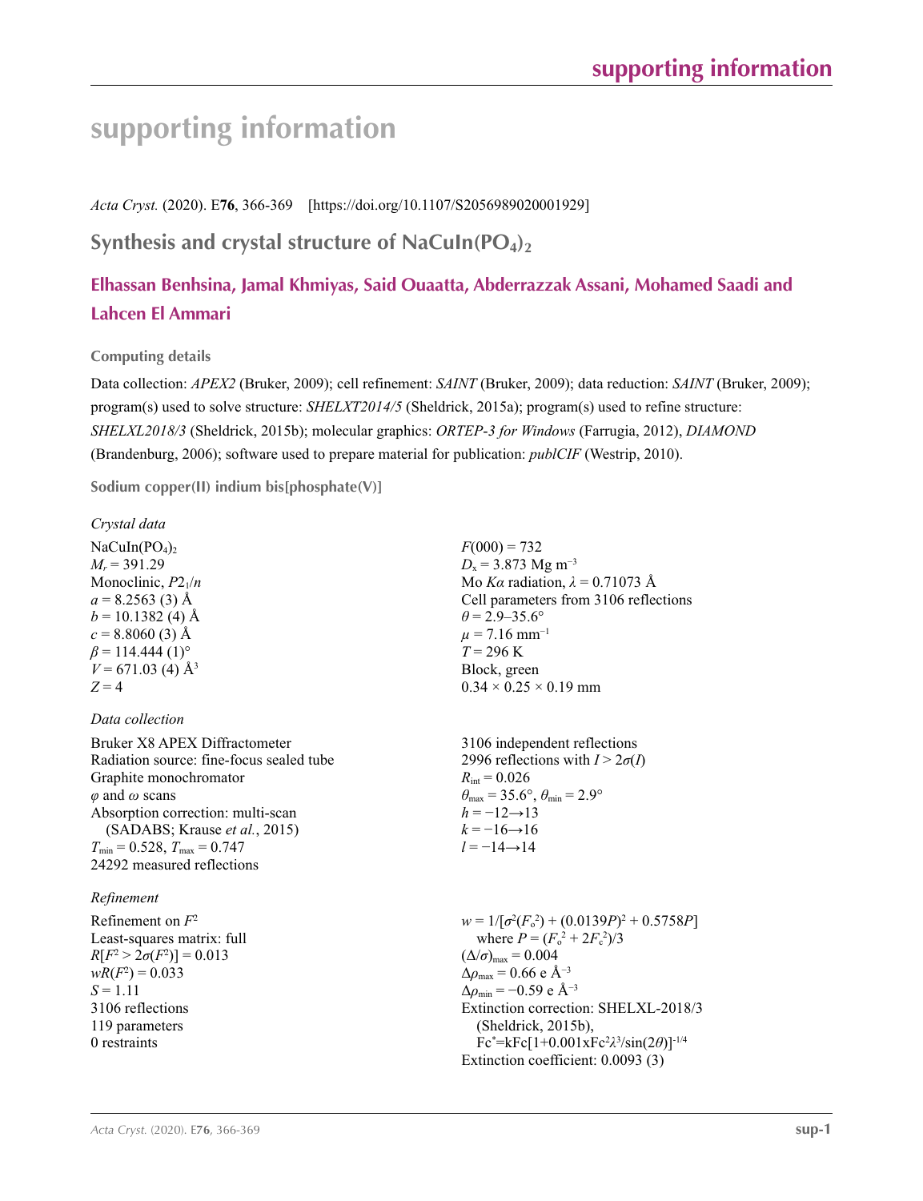# supporting information

*Acta Cryst.* (2020). E**76**, 366-369    [https://doi.org/10.1107/S2056989020001929]

## Synthesis and crystal structure of $NaCuIn(PO_4)_2$

### Elhassan Benhsina, Jamal Khmiyas, Said Ouaatta, Abderrazzak Assani, Mohamed Saadi and Lahcen El Ammari

#### Computing details

Data collection: *APEX2* (Bruker, 2009); cell refinement: *SAINT* (Bruker, 2009); data reduction: *SAINT* (Bruker, 2009); program(s) used to solve structure: *SHELXT2014/5* (Sheldrick, 2015a); program(s) used to refine structure: *SHELXL2018/3* (Sheldrick, 2015b); molecular graphics: *ORTEP-3 for Windows* (Farrugia, 2012), *DIAMOND* (Brandenburg, 2006); software used to prepare material for publication: *publCIF* (Westrip, 2010).

#### Sodium copper(II) indium bis[phosphate(V)]

*Crystal data*

$NaCuIn(PO_4)_2$
$M_r = 391.29$
Monoclinic, $P2_1/n$
$a = 8.2563$ (3) Å
$b = 10.1382$ (4) Å
$c = 8.8060$ (3) Å
$\beta = 114.444$ (1)°
$V = 671.03$ (4) Å$^3$
$Z = 4$
$F(000) = 732$
$D_x = 3.873$ Mg m$^{-3}$
Mo $K\alpha$ radiation, $\lambda = 0.71073$ Å
Cell parameters from 3106 reflections
$\theta = 2.9$–35.6°
$\mu = 7.16$ mm$^{-1}$
$T = 296$ K
Block, green
0.34 × 0.25 × 0.19 mm

*Data collection*

Bruker X8 APEX Diffractometer
Radiation source: fine-focus sealed tube
Graphite monochromator
$\varphi$ and $\omega$ scans
Absorption correction: multi-scan (SADABS; Krause *et al.*, 2015)
$T_{min} = 0.528$, $T_{max} = 0.747$
24292 measured reflections
3106 independent reflections
2996 reflections with $I > 2\sigma(I)$
$R_{int} = 0.026$
$\theta_{max} = 35.6°$, $\theta_{min} = 2.9°$
$h = -12 \rightarrow 13$
$k = -16 \rightarrow 16$
$l = -14 \rightarrow 14$

*Refinement*

Refinement on $F^2$
Least-squares matrix: full
$R[F^2 > 2\sigma(F^2)] = 0.013$
$wR(F^2) = 0.033$
$S = 1.11$
3106 reflections
119 parameters
0 restraints
$w = 1/[\sigma^2(F_o^2) + (0.0139P)^2 + 0.5758P]$
  where $P = (F_o^2 + 2F_c^2)/3$
$(\Delta/\sigma)_{max} = 0.004$
$\Delta\rho_{max} = 0.66$ e Å$^{-3}$
$\Delta\rho_{min} = -0.59$ e Å$^{-3}$
Extinction correction: SHELXL-2018/3 (Sheldrick, 2015b), $Fc^* = kFc[1+0.001xFc^2\lambda^3/\sin(2\theta)]^{-1/4}$
Extinction coefficient: 0.0093 (3)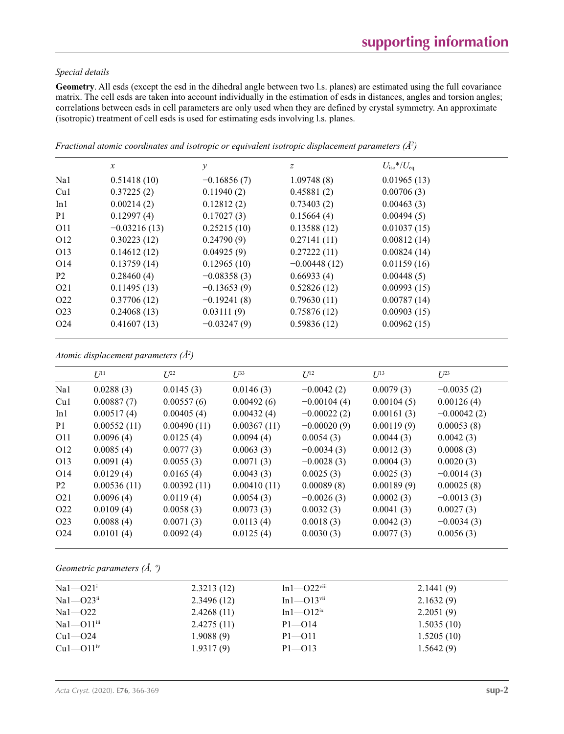*Special details*

**Geometry**. All esds (except the esd in the dihedral angle between two l.s. planes) are estimated using the full covariance matrix. The cell esds are taken into account individually in the estimation of esds in distances, angles and torsion angles; correlations between esds in cell parameters are only used when they are defined by crystal symmetry. An approximate (isotropic) treatment of cell esds is used for estimating esds involving l.s. planes.

*Fractional atomic coordinates and isotropic or equivalent isotropic displacement parameters ($Å^2$)*

| | *x* | *y* | *z* | $U_{iso}$\*/$U_{eq}$ |
|---|---|---|---|---|
| Na1 | 0.51418 (10) | −0.16856 (7) | 1.09748 (8) | 0.01965 (13) |
| Cu1 | 0.37225 (2) | 0.11940 (2) | 0.45881 (2) | 0.00706 (3) |
| In1 | 0.00214 (2) | 0.12812 (2) | 0.73403 (2) | 0.00463 (3) |
| P1 | 0.12997 (4) | 0.17027 (3) | 0.15664 (4) | 0.00494 (5) |
| O11 | −0.03216 (13) | 0.25215 (10) | 0.13588 (12) | 0.01037 (15) |
| O12 | 0.30223 (12) | 0.24790 (9) | 0.27141 (11) | 0.00812 (14) |
| O13 | 0.14612 (12) | 0.04925 (9) | 0.27222 (11) | 0.00824 (14) |
| O14 | 0.13759 (14) | 0.12965 (10) | −0.00448 (12) | 0.01159 (16) |
| P2 | 0.28460 (4) | −0.08358 (3) | 0.66933 (4) | 0.00448 (5) |
| O21 | 0.11495 (13) | −0.13653 (9) | 0.52826 (12) | 0.00993 (15) |
| O22 | 0.37706 (12) | −0.19241 (8) | 0.79630 (11) | 0.00787 (14) |
| O23 | 0.24068 (13) | 0.03111 (9) | 0.75876 (12) | 0.00903 (15) |
| O24 | 0.41607 (13) | −0.03247 (9) | 0.59836 (12) | 0.00962 (15) |

*Atomic displacement parameters ($Å^2$)*

| | $U^{11}$ | $U^{22}$ | $U^{33}$ | $U^{12}$ | $U^{13}$ | $U^{23}$ |
|---|---|---|---|---|---|---|
| Na1 | 0.0288 (3) | 0.0145 (3) | 0.0146 (3) | −0.0042 (2) | 0.0079 (3) | −0.0035 (2) |
| Cu1 | 0.00887 (7) | 0.00557 (6) | 0.00492 (6) | −0.00104 (4) | 0.00104 (5) | 0.00126 (4) |
| In1 | 0.00517 (4) | 0.00405 (4) | 0.00432 (4) | −0.00022 (2) | 0.00161 (3) | −0.00042 (2) |
| P1 | 0.00552 (11) | 0.00490 (11) | 0.00367 (11) | −0.00020 (9) | 0.00119 (9) | 0.00053 (8) |
| O11 | 0.0096 (4) | 0.0125 (4) | 0.0094 (4) | 0.0054 (3) | 0.0044 (3) | 0.0042 (3) |
| O12 | 0.0085 (4) | 0.0077 (3) | 0.0063 (3) | −0.0034 (3) | 0.0012 (3) | 0.0008 (3) |
| O13 | 0.0091 (4) | 0.0055 (3) | 0.0071 (3) | −0.0028 (3) | 0.0004 (3) | 0.0020 (3) |
| O14 | 0.0129 (4) | 0.0165 (4) | 0.0043 (3) | 0.0025 (3) | 0.0025 (3) | −0.0014 (3) |
| P2 | 0.00536 (11) | 0.00392 (11) | 0.00410 (11) | 0.00089 (8) | 0.00189 (9) | 0.00025 (8) |
| O21 | 0.0096 (4) | 0.0119 (4) | 0.0054 (3) | −0.0026 (3) | 0.0002 (3) | −0.0013 (3) |
| O22 | 0.0109 (4) | 0.0058 (3) | 0.0073 (3) | 0.0032 (3) | 0.0041 (3) | 0.0027 (3) |
| O23 | 0.0088 (4) | 0.0071 (3) | 0.0113 (4) | 0.0018 (3) | 0.0042 (3) | −0.0034 (3) |
| O24 | 0.0101 (4) | 0.0092 (4) | 0.0125 (4) | 0.0030 (3) | 0.0077 (3) | 0.0056 (3) |

*Geometric parameters (Å, º)*

| | | | |
|---|---|---|---|
| Na1—O21$^{i}$ | 2.3213 (12) | In1—O22$^{viii}$ | 2.1441 (9) |
| Na1—O23$^{ii}$ | 2.3496 (12) | In1—O13$^{vii}$ | 2.1632 (9) |
| Na1—O22 | 2.4268 (11) | In1—O12$^{ix}$ | 2.2051 (9) |
| Na1—O11$^{iii}$ | 2.4275 (11) | P1—O14 | 1.5035 (10) |
| Cu1—O24 | 1.9088 (9) | P1—O11 | 1.5205 (10) |
| Cu1—O11$^{iv}$ | 1.9317 (9) | P1—O13 | 1.5642 (9) |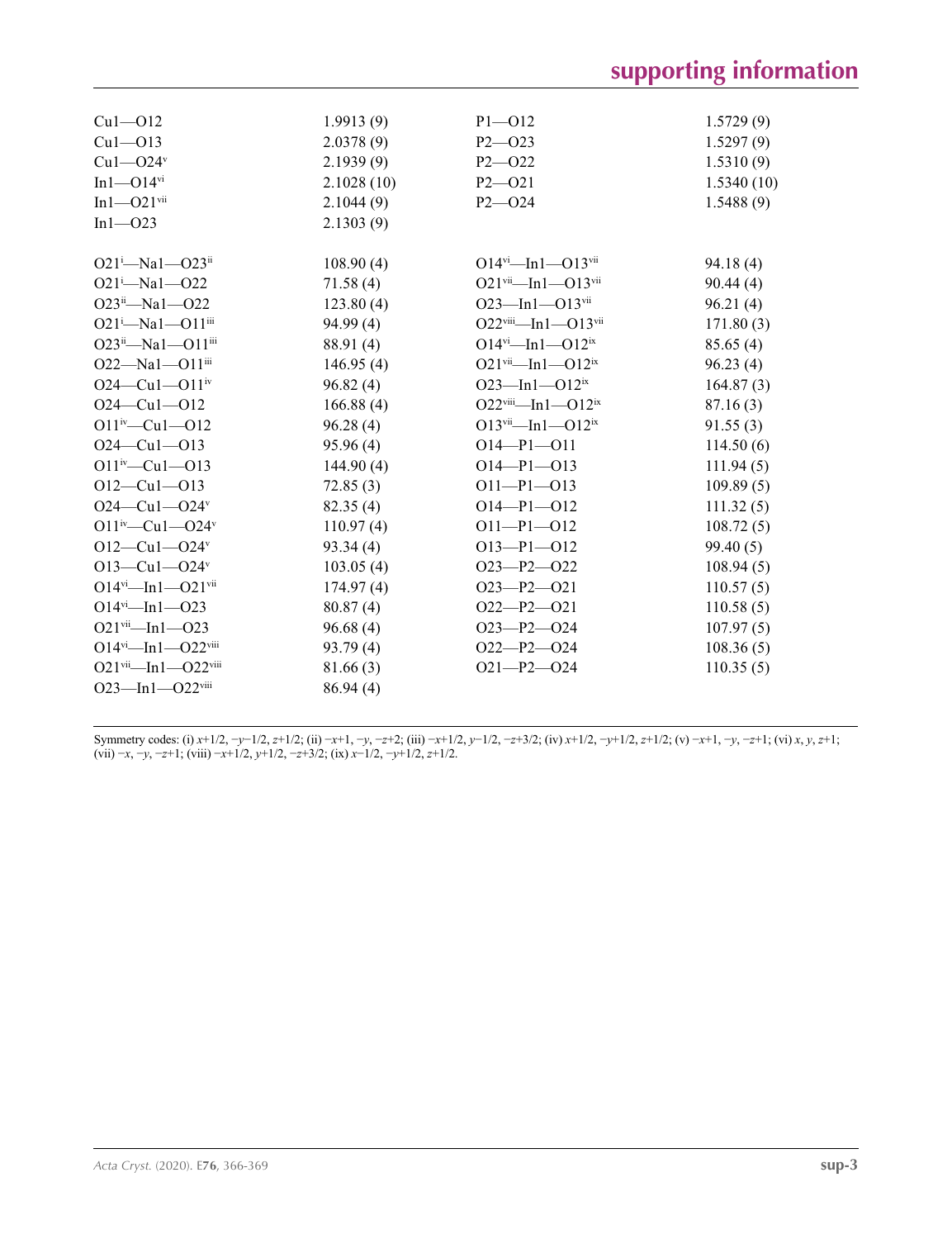| | | | |
|---|---|---|---|
| Cu1—O12 | 1.9913 (9) | P1—O12 | 1.5729 (9) |
| Cu1—O13 | 2.0378 (9) | P2—O23 | 1.5297 (9) |
| Cu1—O24$^{v}$ | 2.1939 (9) | P2—O22 | 1.5310 (9) |
| In1—O14$^{vi}$ | 2.1028 (10) | P2—O21 | 1.5340 (10) |
| In1—O21$^{vii}$ | 2.1044 (9) | P2—O24 | 1.5488 (9) |
| In1—O23 | 2.1303 (9) | | |
| | | | |
| O21$^{i}$—Na1—O23$^{ii}$ | 108.90 (4) | O14$^{vi}$—In1—O13$^{vii}$ | 94.18 (4) |
| O21$^{i}$—Na1—O22 | 71.58 (4) | O21$^{vii}$—In1—O13$^{vii}$ | 90.44 (4) |
| O23$^{ii}$—Na1—O22 | 123.80 (4) | O23—In1—O13$^{vii}$ | 96.21 (4) |
| O21$^{i}$—Na1—O11$^{iii}$ | 94.99 (4) | O22$^{viii}$—In1—O13$^{vii}$ | 171.80 (3) |
| O23$^{ii}$—Na1—O11$^{iii}$ | 88.91 (4) | O14$^{vi}$—In1—O12$^{ix}$ | 85.65 (4) |
| O22—Na1—O11$^{iii}$ | 146.95 (4) | O21$^{vii}$—In1—O12$^{ix}$ | 96.23 (4) |
| O24—Cu1—O11$^{iv}$ | 96.82 (4) | O23—In1—O12$^{ix}$ | 164.87 (3) |
| O24—Cu1—O12 | 166.88 (4) | O22$^{viii}$—In1—O12$^{ix}$ | 87.16 (3) |
| O11$^{iv}$—Cu1—O12 | 96.28 (4) | O13$^{vii}$—In1—O12$^{ix}$ | 91.55 (3) |
| O24—Cu1—O13 | 95.96 (4) | O14—P1—O11 | 114.50 (6) |
| O11$^{iv}$—Cu1—O13 | 144.90 (4) | O14—P1—O13 | 111.94 (5) |
| O12—Cu1—O13 | 72.85 (3) | O11—P1—O13 | 109.89 (5) |
| O24—Cu1—O24$^{v}$ | 82.35 (4) | O14—P1—O12 | 111.32 (5) |
| O11$^{iv}$—Cu1—O24$^{v}$ | 110.97 (4) | O11—P1—O12 | 108.72 (5) |
| O12—Cu1—O24$^{v}$ | 93.34 (4) | O13—P1—O12 | 99.40 (5) |
| O13—Cu1—O24$^{v}$ | 103.05 (4) | O23—P2—O22 | 108.94 (5) |
| O14$^{vi}$—In1—O21$^{vii}$ | 174.97 (4) | O23—P2—O21 | 110.57 (5) |
| O14$^{vi}$—In1—O23 | 80.87 (4) | O22—P2—O21 | 110.58 (5) |
| O21$^{vii}$—In1—O23 | 96.68 (4) | O23—P2—O24 | 107.97 (5) |
| O14$^{vi}$—In1—O22$^{viii}$ | 93.79 (4) | O22—P2—O24 | 108.36 (5) |
| O21$^{vii}$—In1—O22$^{viii}$ | 81.66 (3) | O21—P2—O24 | 110.35 (5) |
| O23—In1—O22$^{viii}$ | 86.94 (4) | | |

Symmetry codes: (i) $x+1/2, -y-1/2, z+1/2$; (ii) $-x+1, -y, -z+2$; (iii) $-x+1/2, y-1/2, -z+3/2$; (iv) $x+1/2, -y+1/2, z+1/2$; (v) $-x+1, -y, -z+1$; (vi) $x, y, z+1$; (vii) $-x, -y, -z+1$; (viii) $-x+1/2, y+1/2, -z+3/2$; (ix) $x-1/2, -y+1/2, z+1/2$.